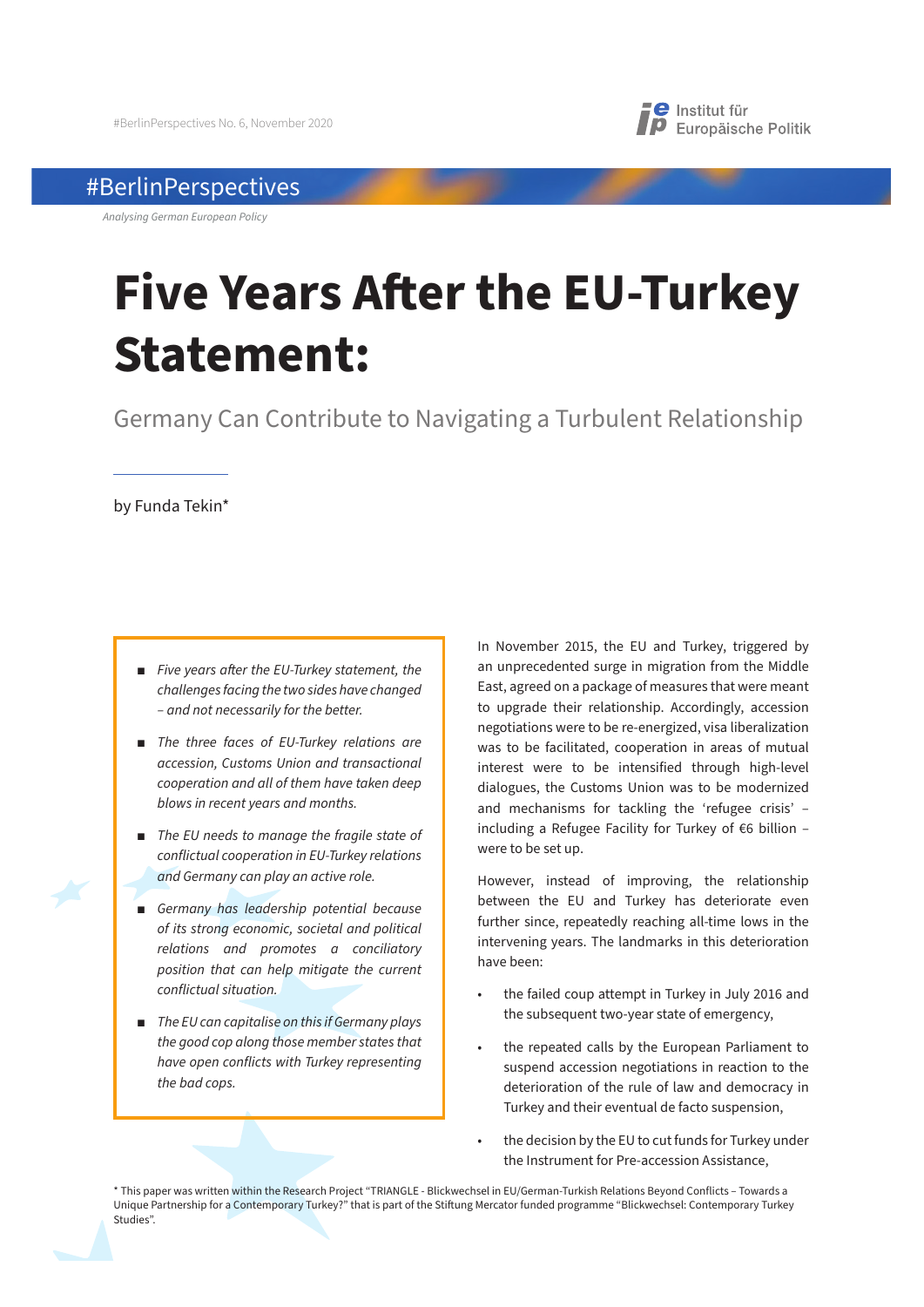#BerlinPerspectives No. 6, November 2020

#BerlinPerspectives

*Analysing German European Policy*

# Five Years After the EU-Turkey Statement:

## Germany Can Contribute to Navigating a Turbulent Relationship

by Funda Tekin*

- *Five years after the EU-Turkey statement, the challenges facing the two sides have changed – and not necessarily for the better.*
- *The three faces of EU-Turkey relations are accession, Customs Union and transactional cooperation and all of them have taken deep blows in recent years and months.*
- *The EU needs to manage the fragile state of conflictual cooperation in EU-Turkey relations and Germany can play an active role.*
- *Germany has leadership potential because of its strong economic, societal and political relations and promotes a conciliatory position that can help mitigate the current conflictual situation.*
- *The EU can capitalise on this if Germany plays the good cop along those member states that have open conflicts with Turkey representing the bad cops.*

In November 2015, the EU and Turkey, triggered by an unprecedented surge in migration from the Middle East, agreed on a package of measures that were meant to upgrade their relationship. Accordingly, accession negotiations were to be re-energized, visa liberalization was to be facilitated, cooperation in areas of mutual interest were to be intensified through high-level dialogues, the Customs Union was to be modernized and mechanisms for tackling the 'refugee crisis' – including a Refugee Facility for Turkey of €6 billion – were to be set up.

However, instead of improving, the relationship between the EU and Turkey has deteriorate even further since, repeatedly reaching all-time lows in the intervening years. The landmarks in this deterioration have been:

- the failed coup attempt in Turkey in July 2016 and the subsequent two-year state of emergency,
- the repeated calls by the European Parliament to suspend accession negotiations in reaction to the deterioration of the rule of law and democracy in Turkey and their eventual de facto suspension,
- the decision by the EU to cut funds for Turkey under the Instrument for Pre-accession Assistance,

\* This paper was written within the Research Project "TRIANGLE - Blickwechsel in EU/German-Turkish Relations Beyond Conflicts – Towards a Unique Partnership for a Contemporary Turkey?" that is part of the Stiftung Mercator funded programme "Blickwechsel: Contemporary Turkey Studies".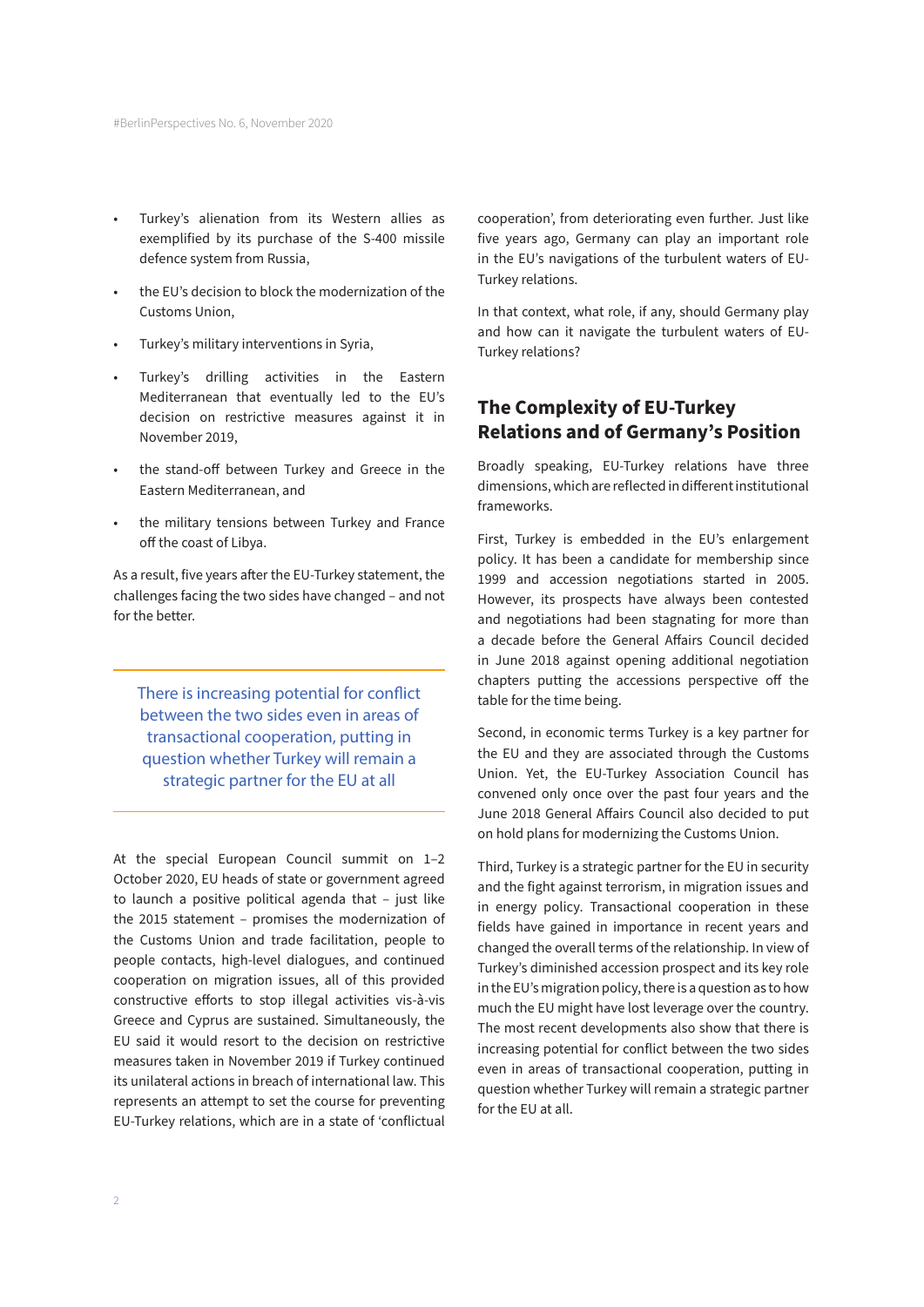- Turkey's alienation from its Western allies as exemplified by its purchase of the S-400 missile defence system from Russia,
- the EU's decision to block the modernization of the Customs Union,
- Turkey's military interventions in Syria,
- Turkey's drilling activities in the Eastern Mediterranean that eventually led to the EU's decision on restrictive measures against it in November 2019,
- the stand-off between Turkey and Greece in the Eastern Mediterranean, and
- the military tensions between Turkey and France off the coast of Libya.

As a result, five years after the EU-Turkey statement, the challenges facing the two sides have changed – and not for the better.

> There is increasing potential for conflict between the two sides even in areas of transactional cooperation, putting in question whether Turkey will remain a strategic partner for the EU at all

At the special European Council summit on 1–2 October 2020, EU heads of state or government agreed to launch a positive political agenda that – just like the 2015 statement – promises the modernization of the Customs Union and trade facilitation, people to people contacts, high-level dialogues, and continued cooperation on migration issues, all of this provided constructive efforts to stop illegal activities vis-à-vis Greece and Cyprus are sustained. Simultaneously, the EU said it would resort to the decision on restrictive measures taken in November 2019 if Turkey continued its unilateral actions in breach of international law. This represents an attempt to set the course for preventing EU-Turkey relations, which are in a state of 'conflictual cooperation', from deteriorating even further. Just like five years ago, Germany can play an important role in the EU's navigations of the turbulent waters of EU-Turkey relations.

In that context, what role, if any, should Germany play and how can it navigate the turbulent waters of EU-Turkey relations?

## The Complexity of EU-Turkey Relations and of Germany's Position

Broadly speaking, EU-Turkey relations have three dimensions, which are reflected in different institutional frameworks.

First, Turkey is embedded in the EU's enlargement policy. It has been a candidate for membership since 1999 and accession negotiations started in 2005. However, its prospects have always been contested and negotiations had been stagnating for more than a decade before the General Affairs Council decided in June 2018 against opening additional negotiation chapters putting the accessions perspective off the table for the time being.

Second, in economic terms Turkey is a key partner for the EU and they are associated through the Customs Union. Yet, the EU-Turkey Association Council has convened only once over the past four years and the June 2018 General Affairs Council also decided to put on hold plans for modernizing the Customs Union.

Third, Turkey is a strategic partner for the EU in security and the fight against terrorism, in migration issues and in energy policy. Transactional cooperation in these fields have gained in importance in recent years and changed the overall terms of the relationship. In view of Turkey's diminished accession prospect and its key role in the EU's migration policy, there is a question as to how much the EU might have lost leverage over the country. The most recent developments also show that there is increasing potential for conflict between the two sides even in areas of transactional cooperation, putting in question whether Turkey will remain a strategic partner for the EU at all.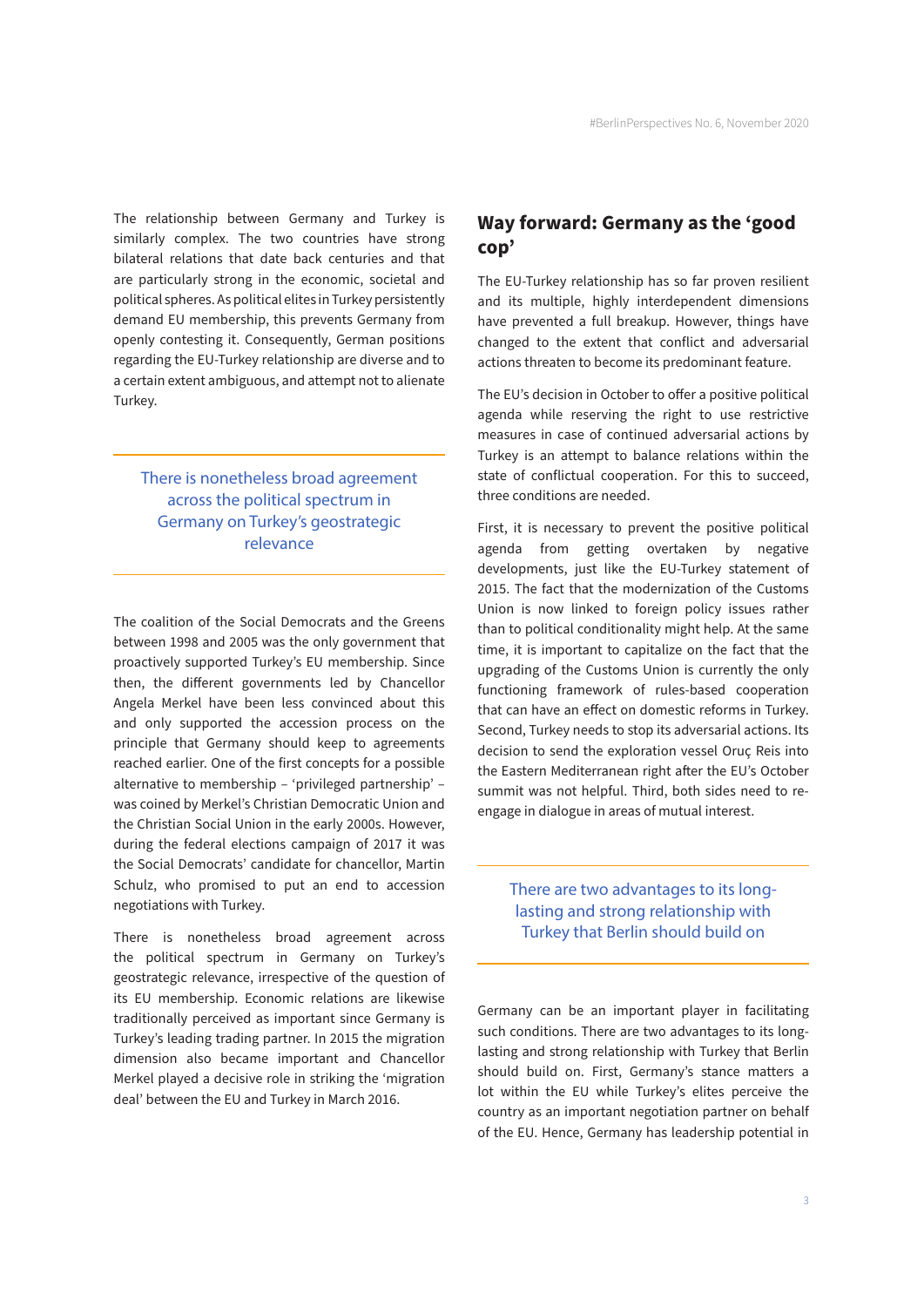The relationship between Germany and Turkey is similarly complex. The two countries have strong bilateral relations that date back centuries and that are particularly strong in the economic, societal and political spheres. As political elites in Turkey persistently demand EU membership, this prevents Germany from openly contesting it. Consequently, German positions regarding the EU-Turkey relationship are diverse and to a certain extent ambiguous, and attempt not to alienate Turkey.

> There is nonetheless broad agreement across the political spectrum in Germany on Turkey's geostrategic relevance

The coalition of the Social Democrats and the Greens between 1998 and 2005 was the only government that proactively supported Turkey's EU membership. Since then, the different governments led by Chancellor Angela Merkel have been less convinced about this and only supported the accession process on the principle that Germany should keep to agreements reached earlier. One of the first concepts for a possible alternative to membership – 'privileged partnership' – was coined by Merkel's Christian Democratic Union and the Christian Social Union in the early 2000s. However, during the federal elections campaign of 2017 it was the Social Democrats' candidate for chancellor, Martin Schulz, who promised to put an end to accession negotiations with Turkey.

There is nonetheless broad agreement across the political spectrum in Germany on Turkey's geostrategic relevance, irrespective of the question of its EU membership. Economic relations are likewise traditionally perceived as important since Germany is Turkey's leading trading partner. In 2015 the migration dimension also became important and Chancellor Merkel played a decisive role in striking the 'migration deal' between the EU and Turkey in March 2016.

## Way forward: Germany as the 'good cop'

The EU-Turkey relationship has so far proven resilient and its multiple, highly interdependent dimensions have prevented a full breakup. However, things have changed to the extent that conflict and adversarial actions threaten to become its predominant feature.

The EU's decision in October to offer a positive political agenda while reserving the right to use restrictive measures in case of continued adversarial actions by Turkey is an attempt to balance relations within the state of conflictual cooperation. For this to succeed, three conditions are needed.

First, it is necessary to prevent the positive political agenda from getting overtaken by negative developments, just like the EU-Turkey statement of 2015. The fact that the modernization of the Customs Union is now linked to foreign policy issues rather than to political conditionality might help. At the same time, it is important to capitalize on the fact that the upgrading of the Customs Union is currently the only functioning framework of rules-based cooperation that can have an effect on domestic reforms in Turkey. Second, Turkey needs to stop its adversarial actions. Its decision to send the exploration vessel Oruç Reis into the Eastern Mediterranean right after the EU's October summit was not helpful. Third, both sides need to re-engage in dialogue in areas of mutual interest.

> There are two advantages to its long-lasting and strong relationship with Turkey that Berlin should build on

Germany can be an important player in facilitating such conditions. There are two advantages to its long-lasting and strong relationship with Turkey that Berlin should build on. First, Germany's stance matters a lot within the EU while Turkey's elites perceive the country as an important negotiation partner on behalf of the EU. Hence, Germany has leadership potential in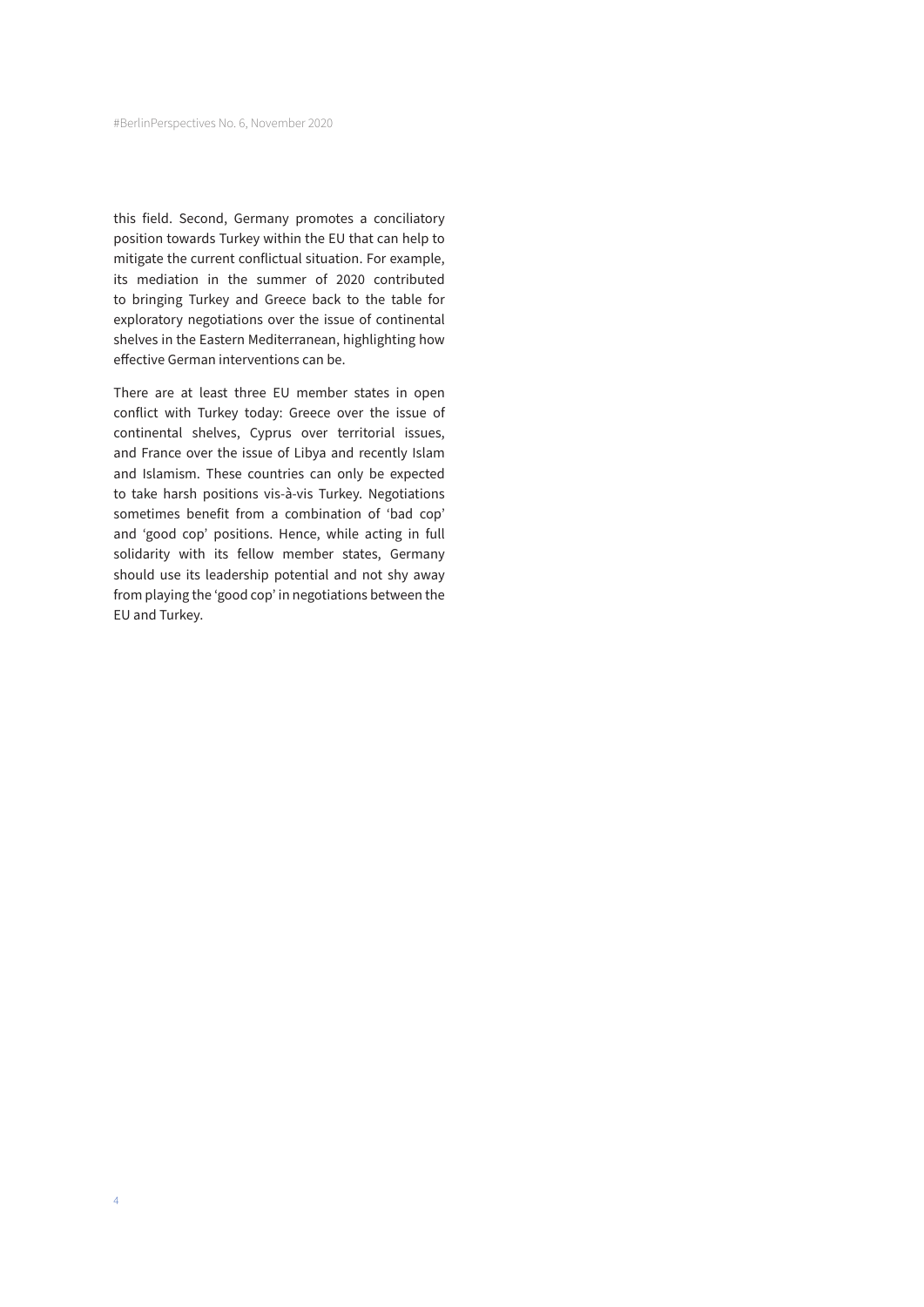this field. Second, Germany promotes a conciliatory position towards Turkey within the EU that can help to mitigate the current conflictual situation. For example, its mediation in the summer of 2020 contributed to bringing Turkey and Greece back to the table for exploratory negotiations over the issue of continental shelves in the Eastern Mediterranean, highlighting how effective German interventions can be.

There are at least three EU member states in open conflict with Turkey today: Greece over the issue of continental shelves, Cyprus over territorial issues, and France over the issue of Libya and recently Islam and Islamism. These countries can only be expected to take harsh positions vis-à-vis Turkey. Negotiations sometimes benefit from a combination of 'bad cop' and 'good cop' positions. Hence, while acting in full solidarity with its fellow member states, Germany should use its leadership potential and not shy away from playing the 'good cop' in negotiations between the EU and Turkey.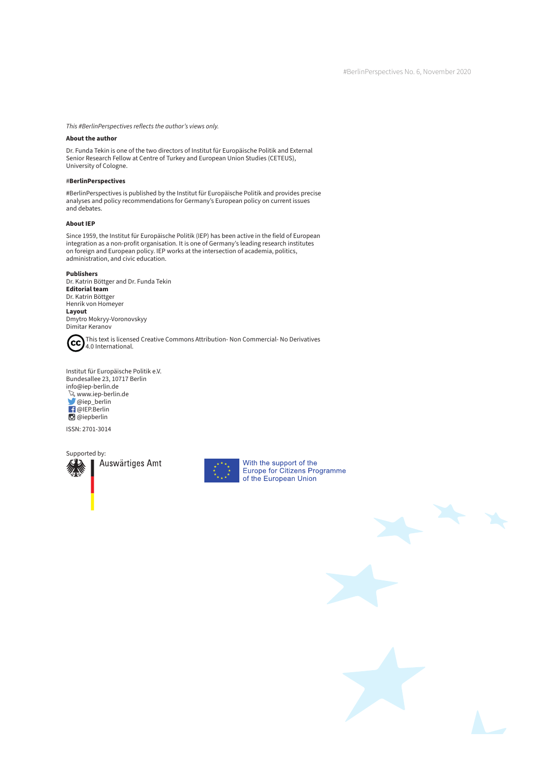*This #BerlinPerspectives reflects the author's views only.*

**About the author**

Dr. Funda Tekin is one of the two directors of Institut für Europäische Politik and External Senior Research Fellow at Centre of Turkey and European Union Studies (CETEUS), University of Cologne.

**#BerlinPerspectives**

#BerlinPerspectives is published by the Institut für Europäische Politik and provides precise analyses and policy recommendations for Germany's European policy on current issues and debates.

**About IEP**

Since 1959, the Institut für Europäische Politik (IEP) has been active in the field of European integration as a non-profit organisation. It is one of Germany's leading research institutes on foreign and European policy. IEP works at the intersection of academia, politics, administration, and civic education.

**Publishers**
Dr. Katrin Böttger and Dr. Funda Tekin
**Editorial team**
Dr. Katrin Böttger
Henrik von Homeyer
**Layout**
Dmytro Mokryy-Voronovskyy
Dimitar Keranov

This text is licensed Creative Commons Attribution- Non Commercial- No Derivatives 4.0 International.

Institut für Europäische Politik e.V.
Bundesallee 23, 10717 Berlin
info@iep-berlin.de
www.iep-berlin.de
@iep_berlin
@IEP.Berlin
@iepberlin

ISSN: 2701-3014

Supported by:

Auswärtiges Amt

With the support of the Europe for Citizens Programme of the European Union